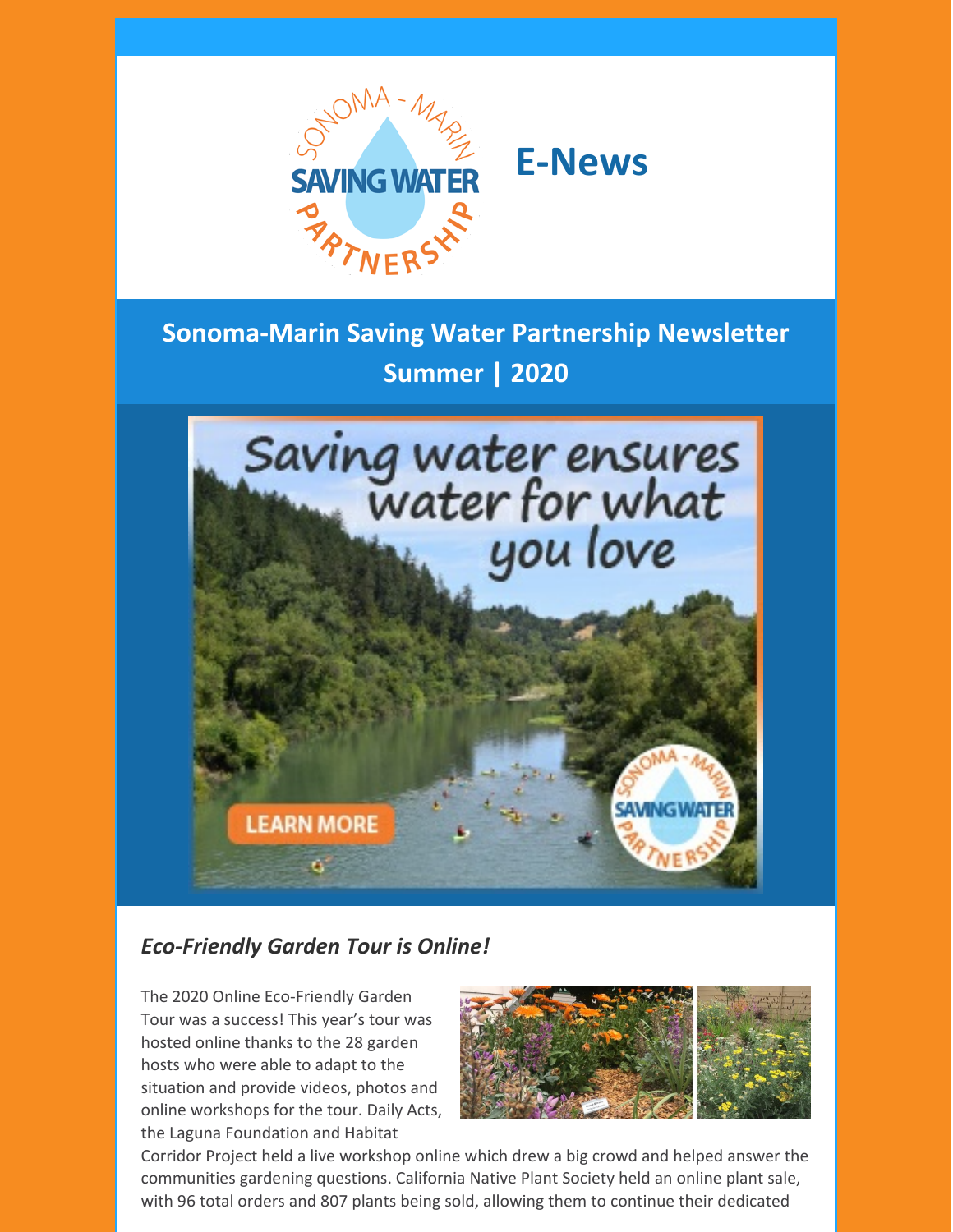# E-News

## Sonoma-Marin Saving Water Partnership Newsletter
## Summer | 2020

### *Eco-Friendly Garden Tour is Online!*

The 2020 Online Eco-Friendly Garden Tour was a success! This year's tour was hosted online thanks to the 28 garden hosts who were able to adapt to the situation and provide videos, photos and online workshops for the tour. Daily Acts, the Laguna Foundation and Habitat Corridor Project held a live workshop online which drew a big crowd and helped answer the communities gardening questions. California Native Plant Society held an online plant sale, with 96 total orders and 807 plants being sold, allowing them to continue their dedicated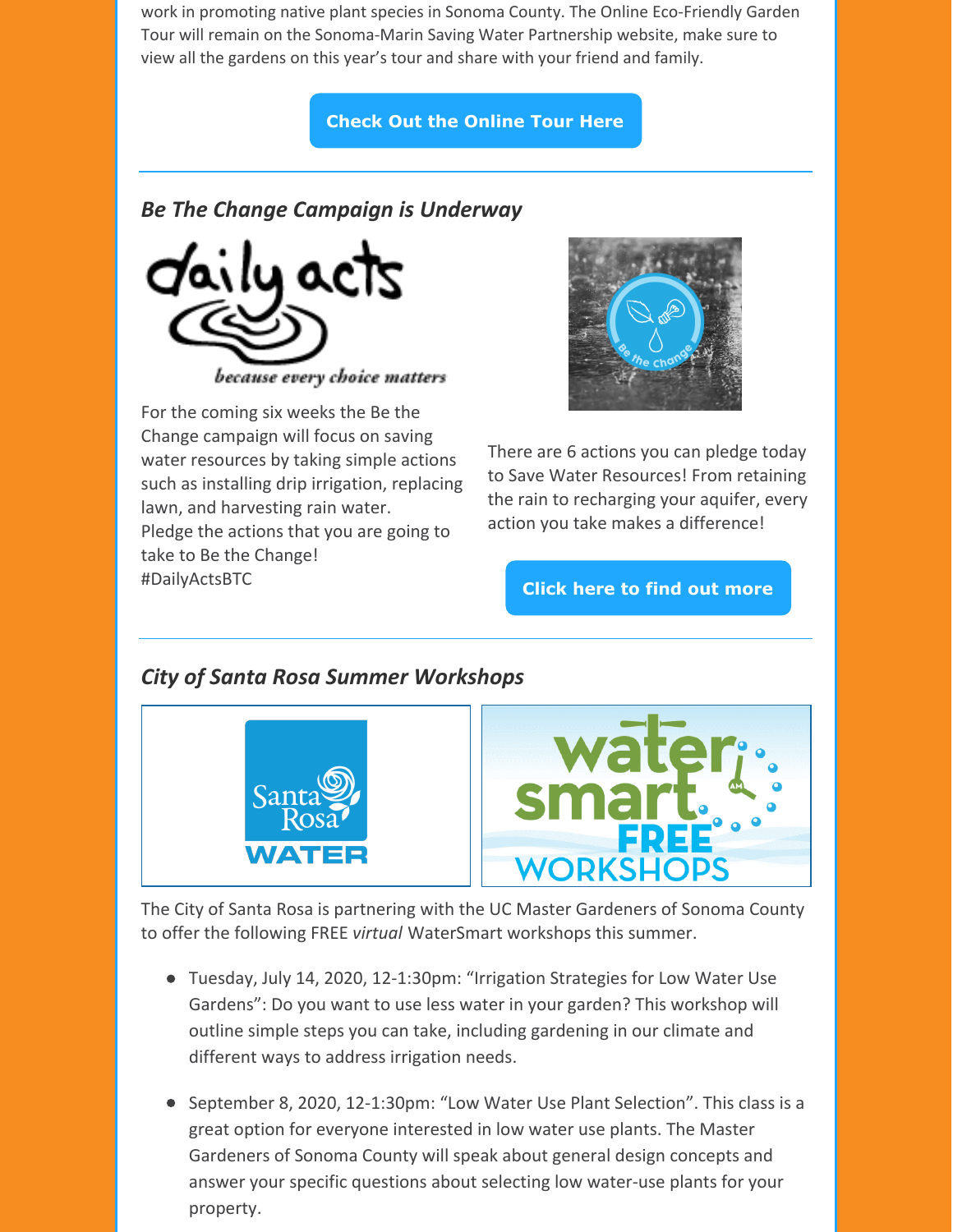work in promoting native plant species in Sonoma County. The Online Eco-Friendly Garden Tour will remain on the Sonoma-Marin Saving Water Partnership website, make sure to view all the gardens on this year's tour and share with your friend and family.

**Check Out the Online Tour Here**

---

### *Be The Change Campaign is Underway*

For the coming six weeks the Be the Change campaign will focus on saving water resources by taking simple actions such as installing drip irrigation, replacing lawn, and harvesting rain water. Pledge the actions that you are going to take to Be the Change! #DailyActsBTC

There are 6 actions you can pledge today to Save Water Resources! From retaining the rain to recharging your aquifer, every action you take makes a difference!

**Click here to find out more**

---

### *City of Santa Rosa Summer Workshops*

The City of Santa Rosa is partnering with the UC Master Gardeners of Sonoma County to offer the following FREE *virtual* WaterSmart workshops this summer.

- Tuesday, July 14, 2020, 12-1:30pm: "Irrigation Strategies for Low Water Use Gardens": Do you want to use less water in your garden? This workshop will outline simple steps you can take, including gardening in our climate and different ways to address irrigation needs.
- September 8, 2020, 12-1:30pm: "Low Water Use Plant Selection". This class is a great option for everyone interested in low water use plants. The Master Gardeners of Sonoma County will speak about general design concepts and answer your specific questions about selecting low water-use plants for your property.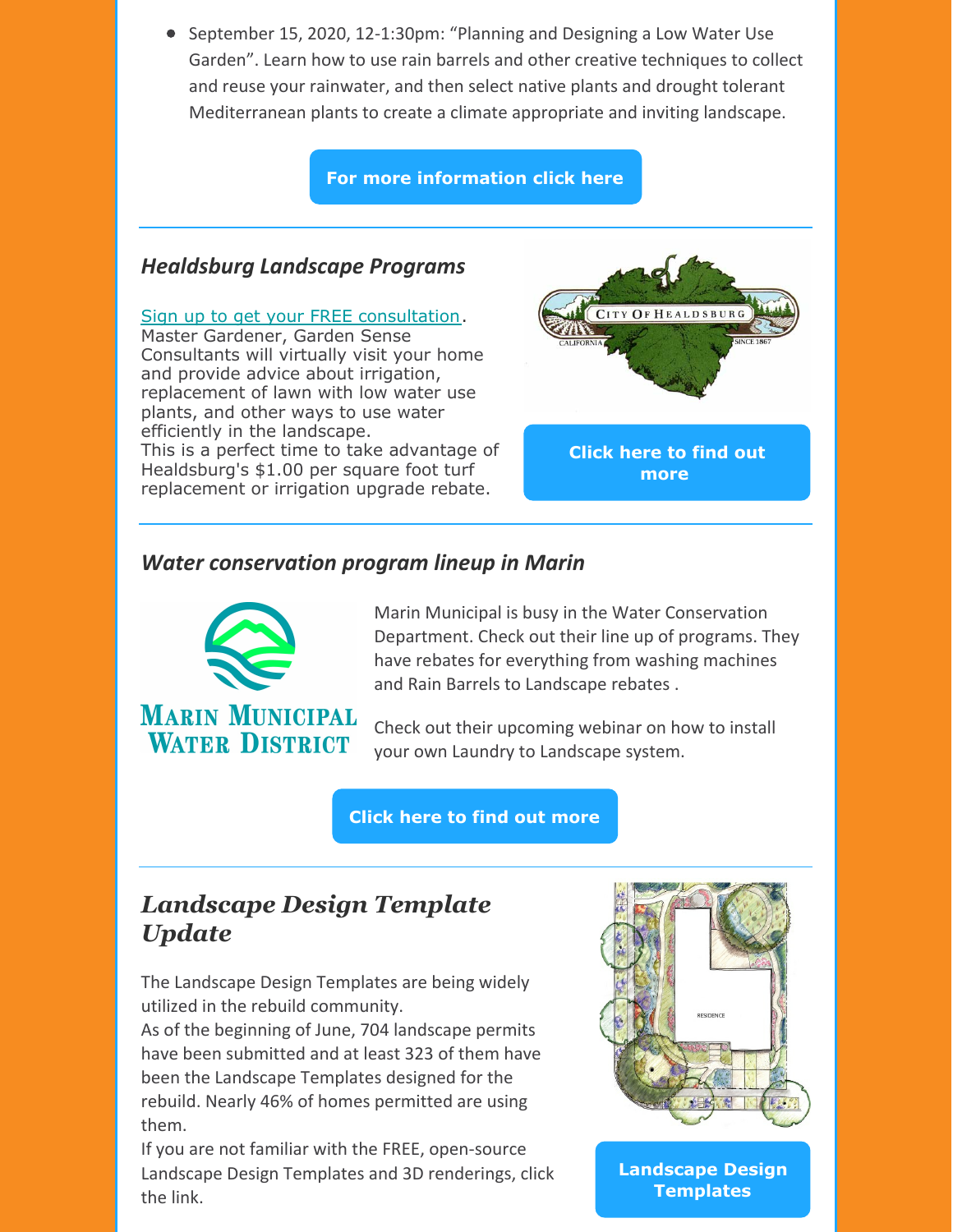- September 15, 2020, 12-1:30pm: “Planning and Designing a Low Water Use Garden”. Learn how to use rain barrels and other creative techniques to collect and reuse your rainwater, and then select native plants and drought tolerant Mediterranean plants to create a climate appropriate and inviting landscape.

**For more information click here**

---

### *Healdsburg Landscape Programs*

Sign up to get your FREE consultation.
Master Gardener, Garden Sense Consultants will virtually visit your home and provide advice about irrigation, replacement of lawn with low water use plants, and other ways to use water efficiently in the landscape.
This is a perfect time to take advantage of Healdsburg's $1.00 per square foot turf replacement or irrigation upgrade rebate.

**Click here to find out more**

---

### *Water conservation program lineup in Marin*

Marin Municipal is busy in the Water Conservation Department. Check out their line up of programs. They have rebates for everything from washing machines and Rain Barrels to Landscape rebates .

Check out their upcoming webinar on how to install your own Laundry to Landscape system.

**Click here to find out more**

---

## *Landscape Design Template Update*

The Landscape Design Templates are being widely utilized in the rebuild community.
As of the beginning of June, 704 landscape permits have been submitted and at least 323 of them have been the Landscape Templates designed for the rebuild. Nearly 46% of homes permitted are using them.
If you are not familiar with the FREE, open-source Landscape Design Templates and 3D renderings, click the link.

**Landscape Design Templates**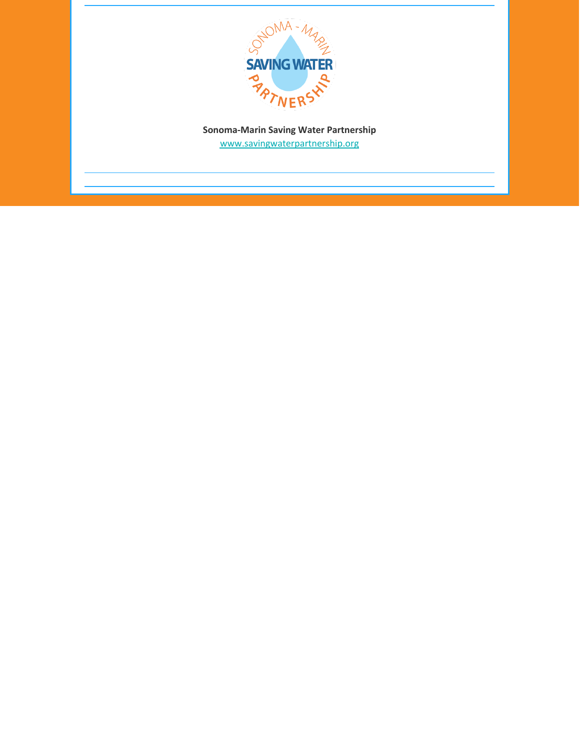**Sonoma-Marin Saving Water Partnership**

www.savingwaterpartnership.org